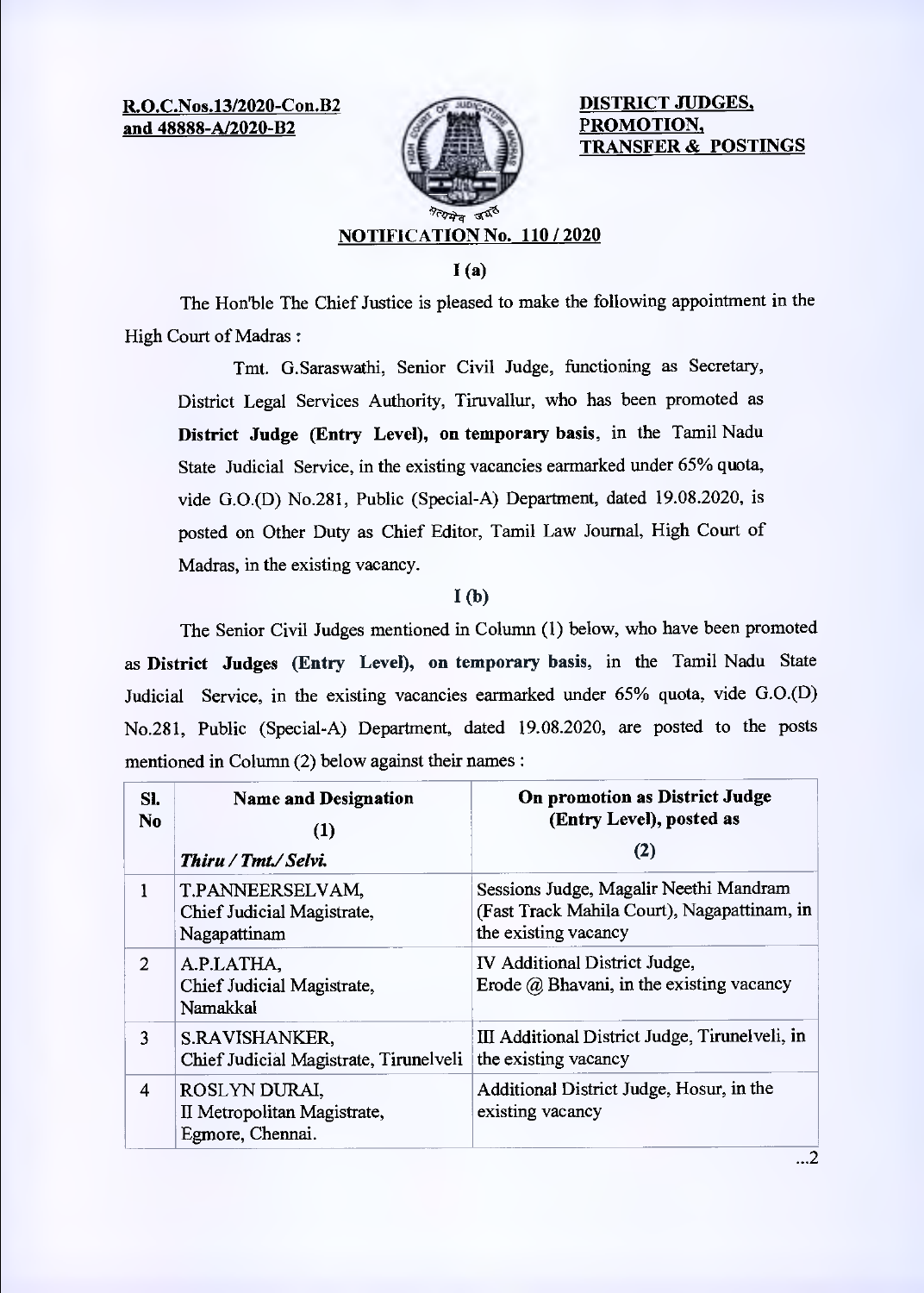**R.O.C.Nos.13/2020-Con.B2 and 48888-A/2020-B2**

**DISTRICT JUDGES, PROMOTION, TRANSFER & POSTINGS**

## NOTIFICATION No. 110 / 2020

### I (a)

The Hon'ble The Chief Justice is pleased to make the following appointment in the High Court of Madras :

Tmt. G.Saraswathi, Senior Civil Judge, functioning as Secretary, District Legal Services Authority, Tiruvallur, who has been promoted as **District Judge (Entry Level), on temporary basis**, in the Tamil Nadu State Judicial Service, in the existing vacancies earmarked under 65% quota, vide G.O.(D) No.281, Public (Special-A) Department, dated 19.08.2020, is posted on Other Duty as Chief Editor, Tamil Law Journal, High Court of Madras, in the existing vacancy.

### I (b)

The Senior Civil Judges mentioned in Column (1) below, who have been promoted as **District Judges (Entry Level), on temporary basis**, in the Tamil Nadu State Judicial Service, in the existing vacancies earmarked under 65% quota, vide G.O.(D) No.281, Public (Special-A) Department, dated 19.08.2020, are posted to the posts mentioned in Column (2) below against their names :

| Sl. No | Name and Designation (1) *Thiru / Tmt./ Selvi.* | On promotion as District Judge (Entry Level), posted as (2) |
|---|---|---|
| 1 | T.PANNEERSELVAM, Chief Judicial Magistrate, Nagapattinam | Sessions Judge, Magalir Neethi Mandram (Fast Track Mahila Court), Nagapattinam, in the existing vacancy |
| 2 | A.P.LATHA, Chief Judicial Magistrate, Namakkal | IV Additional District Judge, Erode @ Bhavani, in the existing vacancy |
| 3 | S.RAVISHANKER, Chief Judicial Magistrate, Tirunelveli | III Additional District Judge, Tirunelveli, in the existing vacancy |
| 4 | ROSLYN DURAI, II Metropolitan Magistrate, Egmore, Chennai. | Additional District Judge, Hosur, in the existing vacancy |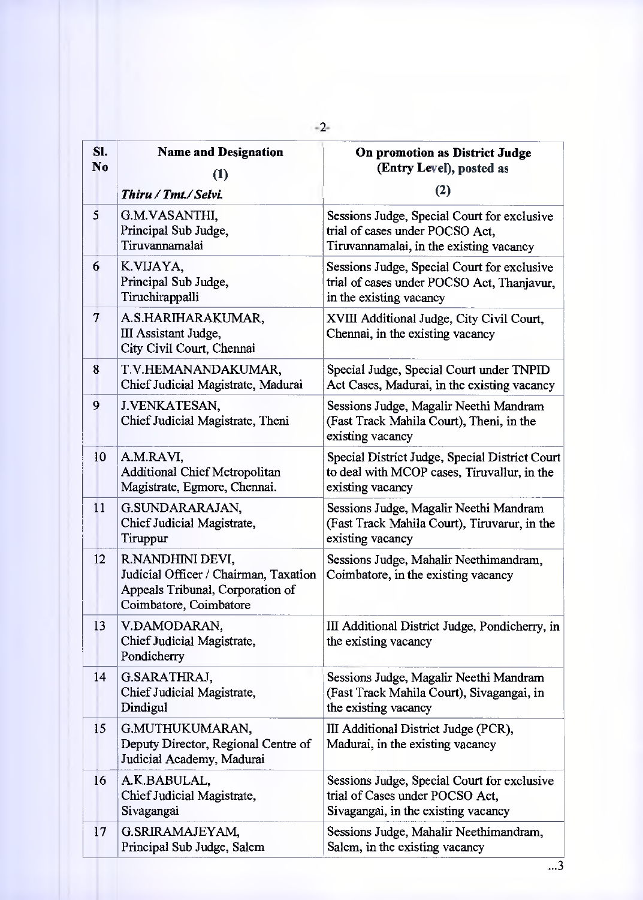| Sl. No | Name and Designation (1) *Thiru / Tmt./ Selvi.* | On promotion as District Judge (Entry Level), posted as (2) |
|---|---|---|
| 5 | G.M.VASANTHI, Principal Sub Judge, Tiruvannamalai | Sessions Judge, Special Court for exclusive trial of cases under POCSO Act, Tiruvannamalai, in the existing vacancy |
| 6 | K.VIJAYA, Principal Sub Judge, Tiruchirappalli | Sessions Judge, Special Court for exclusive trial of cases under POCSO Act, Thanjavur, in the existing vacancy |
| 7 | A.S.HARIHARAKUMAR, III Assistant Judge, City Civil Court, Chennai | XVIII Additional Judge, City Civil Court, Chennai, in the existing vacancy |
| 8 | T.V.HEMANANDAKUMAR, Chief Judicial Magistrate, Madurai | Special Judge, Special Court under TNPID Act Cases, Madurai, in the existing vacancy |
| 9 | J.VENKATESAN, Chief Judicial Magistrate, Theni | Sessions Judge, Magalir Neethi Mandram (Fast Track Mahila Court), Theni, in the existing vacancy |
| 10 | A.M.RAVI, Additional Chief Metropolitan Magistrate, Egmore, Chennai. | Special District Judge, Special District Court to deal with MCOP cases, Tiruvallur, in the existing vacancy |
| 11 | G.SUNDARARAJAN, Chief Judicial Magistrate, Tiruppur | Sessions Judge, Magalir Neethi Mandram (Fast Track Mahila Court), Tiruvarur, in the existing vacancy |
| 12 | R.NANDHINI DEVI, Judicial Officer / Chairman, Taxation Appeals Tribunal, Corporation of Coimbatore, Coimbatore | Sessions Judge, Mahalir Neethimandram, Coimbatore, in the existing vacancy |
| 13 | V.DAMODARAN, Chief Judicial Magistrate, Pondicherry | III Additional District Judge, Pondicherry, in the existing vacancy |
| 14 | G.SARATHRAJ, Chief Judicial Magistrate, Dindigul | Sessions Judge, Magalir Neethi Mandram (Fast Track Mahila Court), Sivagangai, in the existing vacancy |
| 15 | G.MUTHUKUMARAN, Deputy Director, Regional Centre of Judicial Academy, Madurai | III Additional District Judge (PCR), Madurai, in the existing vacancy |
| 16 | A.K.BABULAL, Chief Judicial Magistrate, Sivagangai | Sessions Judge, Special Court for exclusive trial of Cases under POCSO Act, Sivagangai, in the existing vacancy |
| 17 | G.SRIRAMAJEYAM, Principal Sub Judge, Salem | Sessions Judge, Mahalir Neethimandram, Salem, in the existing vacancy |

...3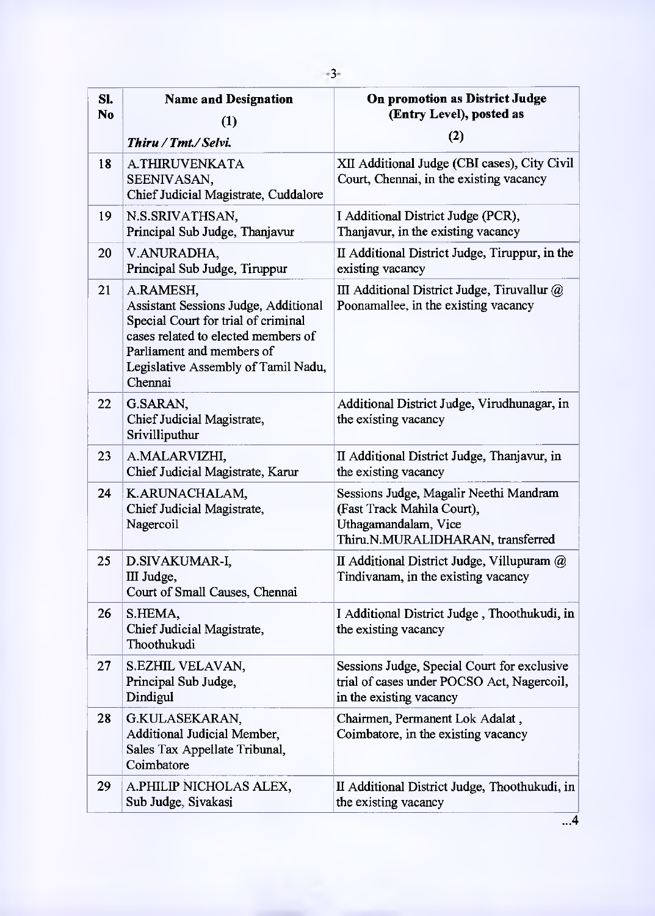| Sl. No | Name and Designation (1) *Thiru / Tmt./ Selvi.* | On promotion as District Judge (Entry Level), posted as (2) |
|---|---|---|
| 18 | A.THIRUVENKATA SEENIVASAN, Chief Judicial Magistrate, Cuddalore | XII Additional Judge (CBI cases), City Civil Court, Chennai, in the existing vacancy |
| 19 | N.S.SRIVATHSAN, Principal Sub Judge, Thanjavur | I Additional District Judge (PCR), Thanjavur, in the existing vacancy |
| 20 | V.ANURADHA, Principal Sub Judge, Tiruppur | II Additional District Judge, Tiruppur, in the existing vacancy |
| 21 | A.RAMESH, Assistant Sessions Judge, Additional Special Court for trial of criminal cases related to elected members of Parliament and members of Legislative Assembly of Tamil Nadu, Chennai | III Additional District Judge, Tiruvallur @ Poonamallee, in the existing vacancy |
| 22 | G.SARAN, Chief Judicial Magistrate, Srivilliputhur | Additional District Judge, Virudhunagar, in the existing vacancy |
| 23 | A.MALARVIZHI, Chief Judicial Magistrate, Karur | II Additional District Judge, Thanjavur, in the existing vacancy |
| 24 | K.ARUNACHALAM, Chief Judicial Magistrate, Nagercoil | Sessions Judge, Magalir Neethi Mandram (Fast Track Mahila Court), Uthagamandalam, Vice Thiru.N.MURALIDHARAN, transferred |
| 25 | D.SIVAKUMAR-I, III Judge, Court of Small Causes, Chennai | II Additional District Judge, Villupuram @ Tindivanam, in the existing vacancy |
| 26 | S.HEMA, Chief Judicial Magistrate, Thoothukudi | I Additional District Judge , Thoothukudi, in the existing vacancy |
| 27 | S.EZHIL VELAVAN, Principal Sub Judge, Dindigul | Sessions Judge, Special Court for exclusive trial of cases under POCSO Act, Nagercoil, in the existing vacancy |
| 28 | G.KULASEKARAN, Additional Judicial Member, Sales Tax Appellate Tribunal, Coimbatore | Chairmen, Permanent Lok Adalat , Coimbatore, in the existing vacancy |
| 29 | A.PHILIP NICHOLAS ALEX, Sub Judge, Sivakasi | II Additional District Judge, Thoothukudi, in the existing vacancy |

...4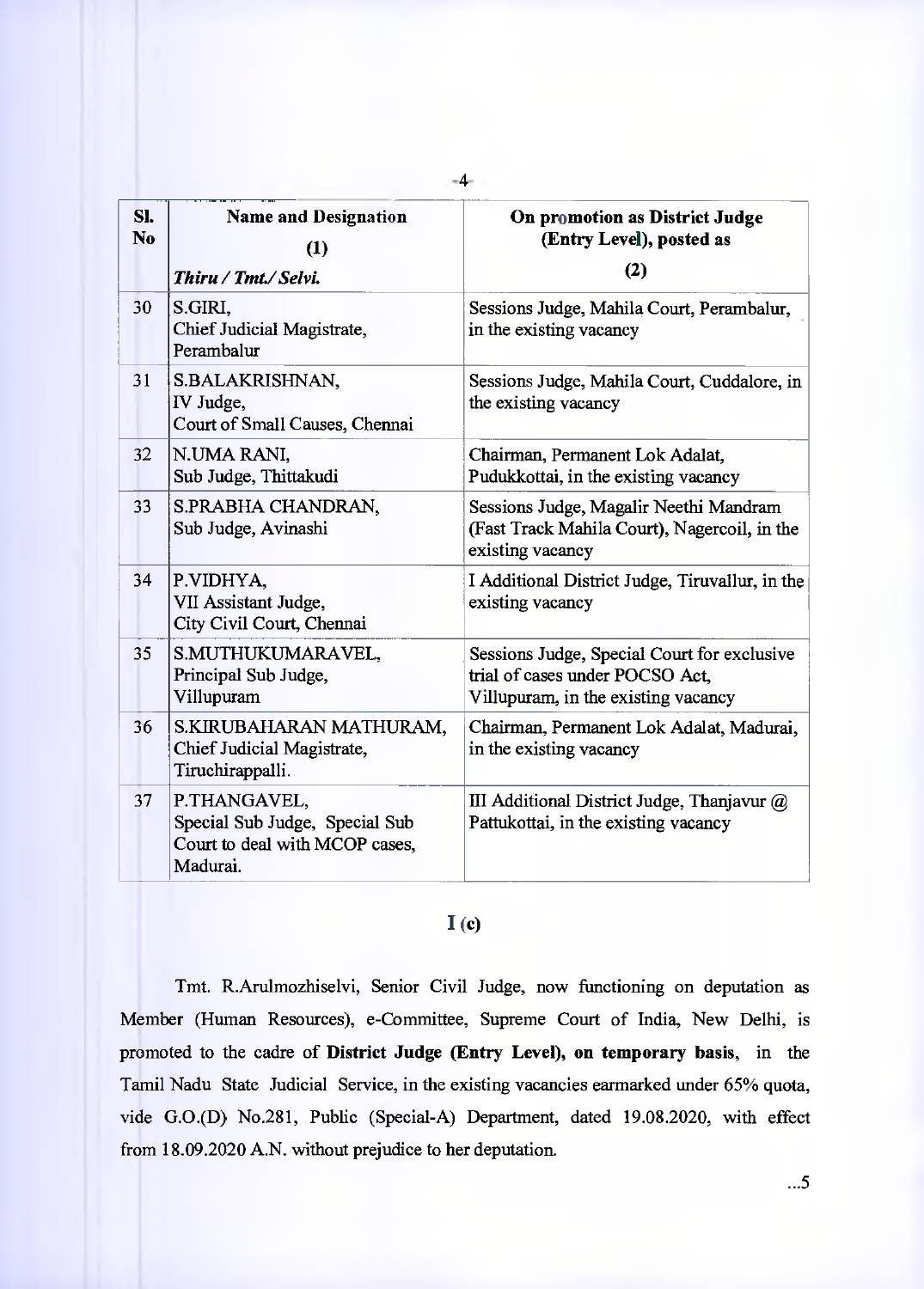| Sl. No | Name and Designation (1) *Thiru / Tmt./ Selvi.* | On promotion as District Judge (Entry Level), posted as (2) |
|---|---|---|
| 30 | S.GIRI, Chief Judicial Magistrate, Perambalur | Sessions Judge, Mahila Court, Perambalur, in the existing vacancy |
| 31 | S.BALAKRISHNAN, IV Judge, Court of Small Causes, Chennai | Sessions Judge, Mahila Court, Cuddalore, in the existing vacancy |
| 32 | N.UMA RANI, Sub Judge, Thittakudi | Chairman, Permanent Lok Adalat, Pudukkottai, in the existing vacancy |
| 33 | S.PRABHA CHANDRAN, Sub Judge, Avinashi | Sessions Judge, Magalir Neethi Mandram (Fast Track Mahila Court), Nagercoil, in the existing vacancy |
| 34 | P.VIDHYA, VII Assistant Judge, City Civil Court, Chennai | I Additional District Judge, Tiruvallur, in the existing vacancy |
| 35 | S.MUTHUKUMARAVEL, Principal Sub Judge, Villupuram | Sessions Judge, Special Court for exclusive trial of cases under POCSO Act, Villupuram, in the existing vacancy |
| 36 | S.KIRUBAHARAN MATHURAM, Chief Judicial Magistrate, Tiruchirappalli. | Chairman, Permanent Lok Adalat, Madurai, in the existing vacancy |
| 37 | P.THANGAVEL, Special Sub Judge, Special Sub Court to deal with MCOP cases, Madurai. | III Additional District Judge, Thanjavur @ Pattukottai, in the existing vacancy |

## I (c)

Tmt. R.Arulmozhiselvi, Senior Civil Judge, now functioning on deputation as Member (Human Resources), e-Committee, Supreme Court of India, New Delhi, is promoted to the cadre of **District Judge (Entry Level), on temporary basis**, in the Tamil Nadu State Judicial Service, in the existing vacancies earmarked under 65% quota, vide G.O.(D) No.281, Public (Special-A) Department, dated 19.08.2020, with effect from 18.09.2020 A.N. without prejudice to her deputation.

...5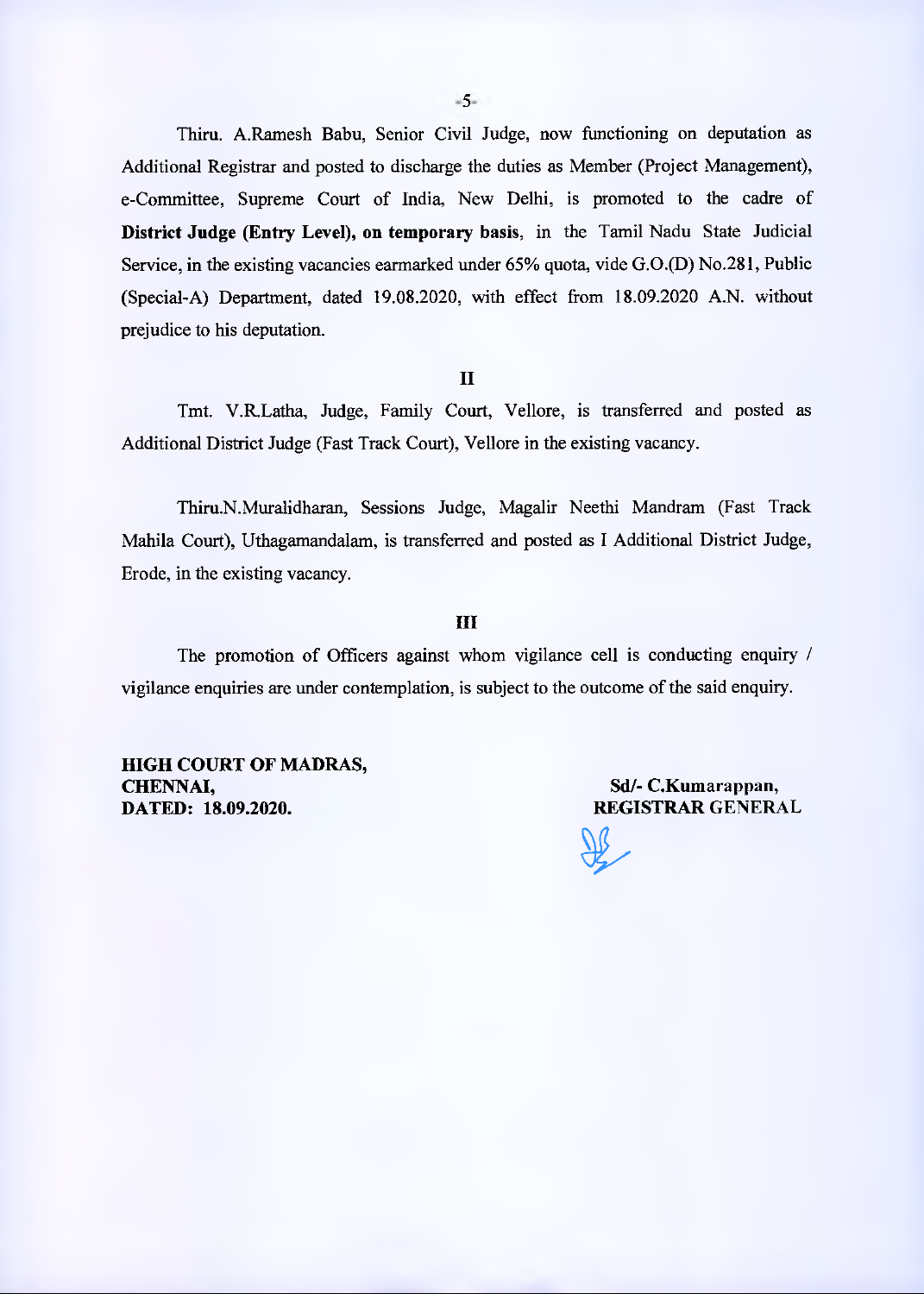Thiru. A.Ramesh Babu, Senior Civil Judge, now functioning on deputation as Additional Registrar and posted to discharge the duties as Member (Project Management), e-Committee, Supreme Court of India, New Delhi, is promoted to the cadre of **District Judge (Entry Level), on temporary basis**, in the Tamil Nadu State Judicial Service, in the existing vacancies earmarked under 65% quota, vide G.O.(D) No.281, Public (Special-A) Department, dated 19.08.2020, with effect from 18.09.2020 A.N. without prejudice to his deputation.

**II**

Tmt. V.R.Latha, Judge, Family Court, Vellore, is transferred and posted as Additional District Judge (Fast Track Court), Vellore in the existing vacancy.

Thiru.N.Muralidharan, Sessions Judge, Magalir Neethi Mandram (Fast Track Mahila Court), Uthagamandalam, is transferred and posted as I Additional District Judge, Erode, in the existing vacancy.

**III**

The promotion of Officers against whom vigilance cell is conducting enquiry / vigilance enquiries are under contemplation, is subject to the outcome of the said enquiry.

**HIGH COURT OF MADRAS,**
**CHENNAI,**
**DATED: 18.09.2020.**

**Sd/- C.Kumarappan,**
**REGISTRAR GENERAL**